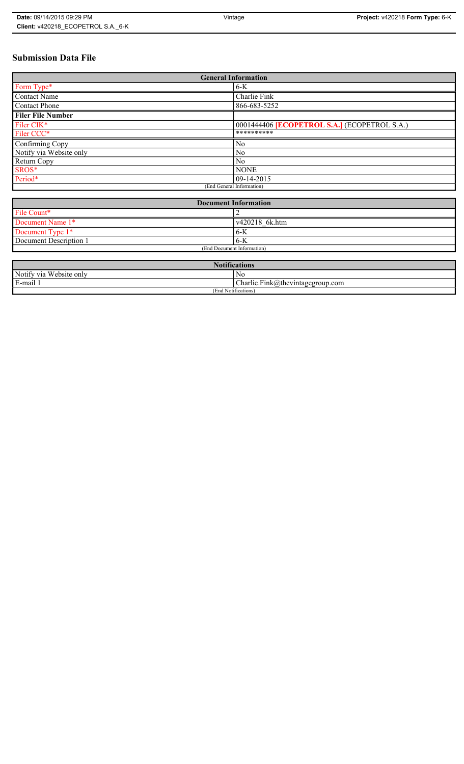# Submission Data File

| General Information | |
|---|---|
| Form Type* | 6-K |
| Contact Name | Charlie Fink |
| Contact Phone | 866-683-5252 |
| **Filer File Number** | |
| Filer CIK* | 0001444406 **[ECOPETROL S.A.]** (ECOPETROL S.A.) |
| Filer CCC* | ********** |
| Confirming Copy | No |
| Notify via Website only | No |
| Return Copy | No |
| SROS* | NONE |
| Period* | 09-14-2015 |
| (End General Information) | |

| Document Information | |
|---|---|
| File Count* | 2 |
| Document Name 1* | v420218_6k.htm |
| Document Type 1* | 6-K |
| Document Description 1 | 6-K |
| (End Document Information) | |

| Notifications | |
|---|---|
| Notify via Website only | No |
| E-mail 1 | Charlie.Fink@thevintagegroup.com |
| (End Notifications) | |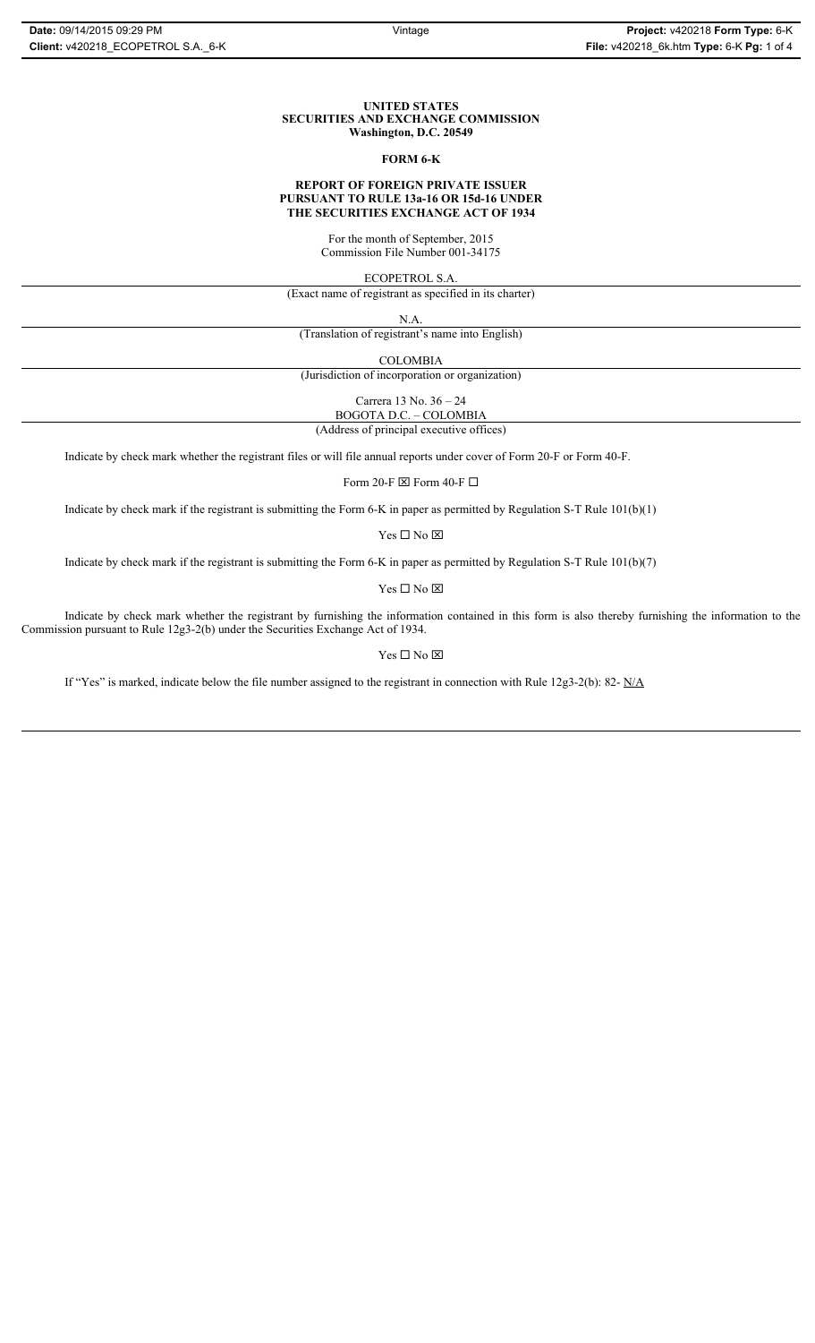**UNITED STATES**
**SECURITIES AND EXCHANGE COMMISSION**
**Washington, D.C. 20549**

**FORM 6-K**

**REPORT OF FOREIGN PRIVATE ISSUER**
**PURSUANT TO RULE 13a-16 OR 15d-16 UNDER**
**THE SECURITIES EXCHANGE ACT OF 1934**

For the month of September, 2015
Commission File Number 001-34175

ECOPETROL S.A.

(Exact name of registrant as specified in its charter)

N.A.

(Translation of registrant's name into English)

COLOMBIA

(Jurisdiction of incorporation or organization)

Carrera 13 No. 36 – 24
BOGOTA D.C. – COLOMBIA

(Address of principal executive offices)

Indicate by check mark whether the registrant files or will file annual reports under cover of Form 20-F or Form 40-F.

Form 20-F ☒ Form 40-F ☐

Indicate by check mark if the registrant is submitting the Form 6-K in paper as permitted by Regulation S-T Rule 101(b)(1)

Yes ☐ No ☒

Indicate by check mark if the registrant is submitting the Form 6-K in paper as permitted by Regulation S-T Rule 101(b)(7)

Yes ☐ No ☒

Indicate by check mark whether the registrant by furnishing the information contained in this form is also thereby furnishing the information to the Commission pursuant to Rule 12g3-2(b) under the Securities Exchange Act of 1934.

Yes ☐ No ☒

If "Yes" is marked, indicate below the file number assigned to the registrant in connection with Rule 12g3-2(b): 82- N/A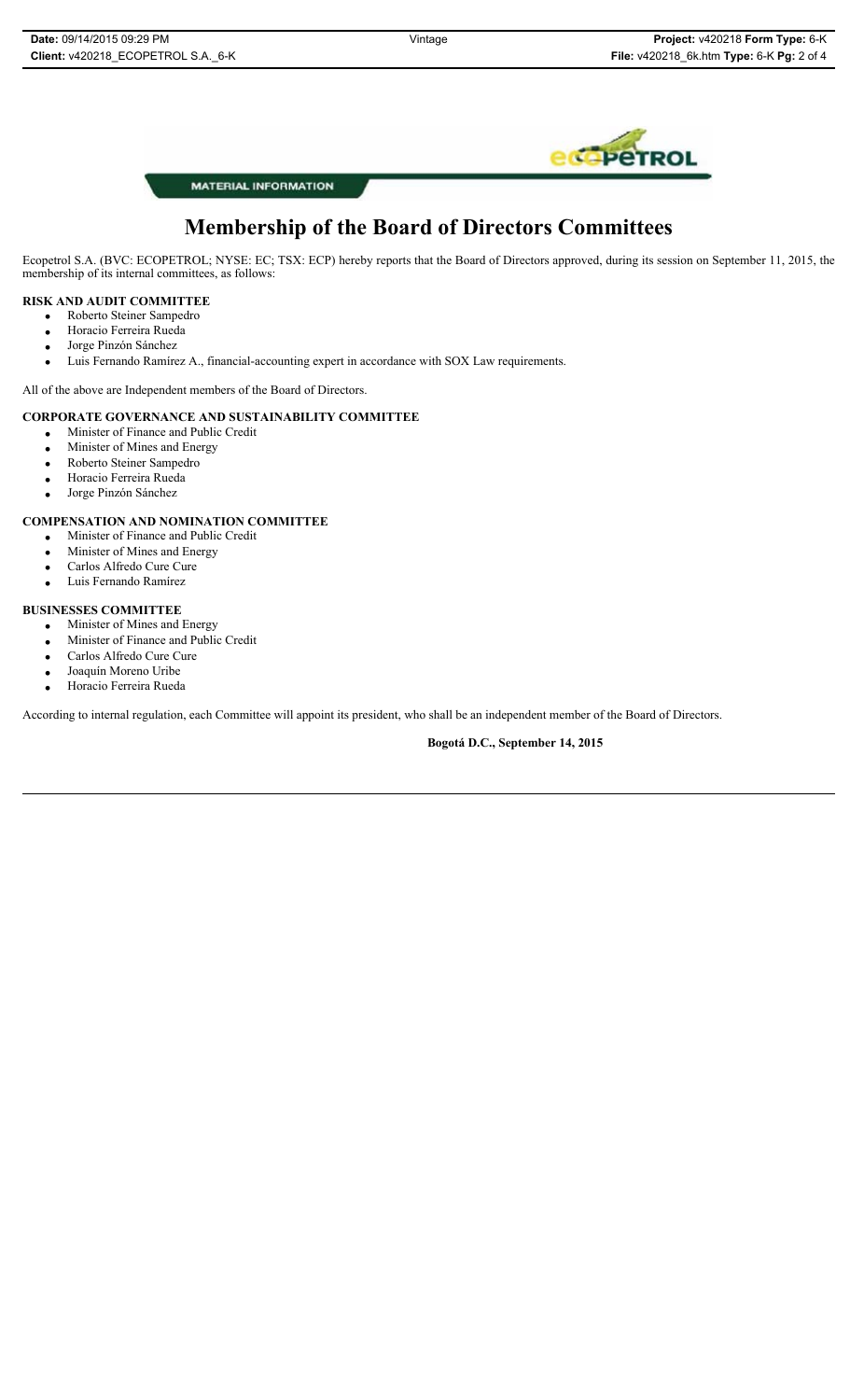MATERIAL INFORMATION

# Membership of the Board of Directors Committees

Ecopetrol S.A. (BVC: ECOPETROL; NYSE: EC; TSX: ECP) hereby reports that the Board of Directors approved, during its session on September 11, 2015, the membership of its internal committees, as follows:

**RISK AND AUDIT COMMITTEE**

- Roberto Steiner Sampedro
- Horacio Ferreira Rueda
- Jorge Pinzón Sánchez
- Luis Fernando Ramírez A., financial-accounting expert in accordance with SOX Law requirements.

All of the above are Independent members of the Board of Directors.

**CORPORATE GOVERNANCE AND SUSTAINABILITY COMMITTEE**

- Minister of Finance and Public Credit
- Minister of Mines and Energy
- Roberto Steiner Sampedro
- Horacio Ferreira Rueda
- Jorge Pinzón Sánchez

**COMPENSATION AND NOMINATION COMMITTEE**

- Minister of Finance and Public Credit
- Minister of Mines and Energy
- Carlos Alfredo Cure Cure
- Luis Fernando Ramírez

**BUSINESSES COMMITTEE**

- Minister of Mines and Energy
- Minister of Finance and Public Credit
- Carlos Alfredo Cure Cure
- Joaquín Moreno Uribe
- Horacio Ferreira Rueda

According to internal regulation, each Committee will appoint its president, who shall be an independent member of the Board of Directors.

**Bogotá D.C., September 14, 2015**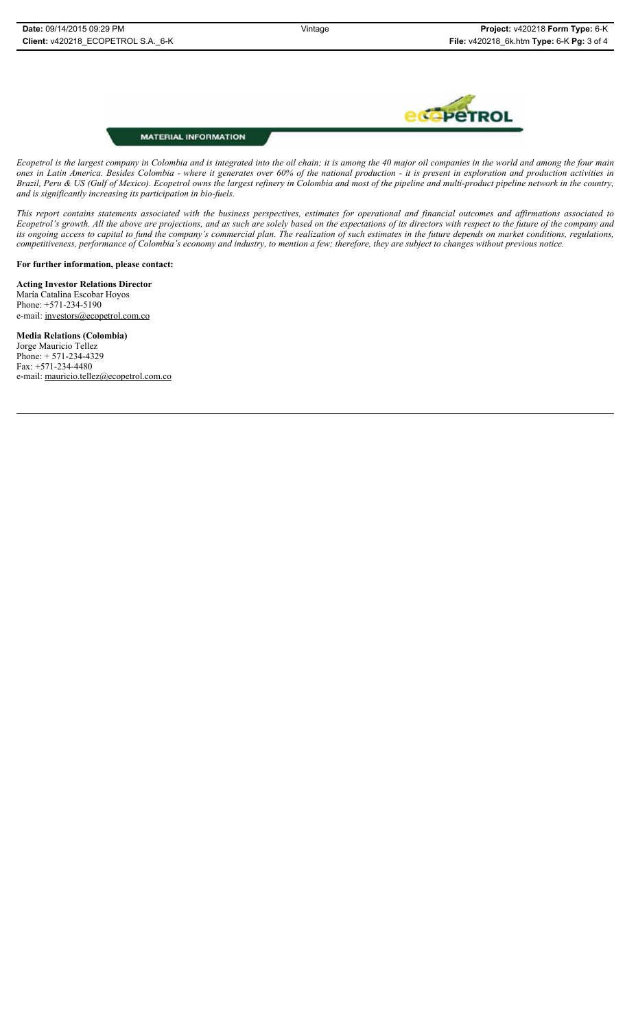**MATERIAL INFORMATION**

*Ecopetrol is the largest company in Colombia and is integrated into the oil chain; it is among the 40 major oil companies in the world and among the four main ones in Latin America. Besides Colombia - where it generates over 60% of the national production - it is present in exploration and production activities in Brazil, Peru & US (Gulf of Mexico). Ecopetrol owns the largest refinery in Colombia and most of the pipeline and multi-product pipeline network in the country, and is significantly increasing its participation in bio-fuels.*

*This report contains statements associated with the business perspectives, estimates for operational and financial outcomes and affirmations associated to Ecopetrol's growth. All the above are projections, and as such are solely based on the expectations of its directors with respect to the future of the company and its ongoing access to capital to fund the company's commercial plan. The realization of such estimates in the future depends on market conditions, regulations, competitiveness, performance of Colombia's economy and industry, to mention a few; therefore, they are subject to changes without previous notice.*

**For further information, please contact:**

**Acting Investor Relations Director**
María Catalina Escobar Hoyos
Phone: +571-234-5190
e-mail: investors@ecopetrol.com.co

**Media Relations (Colombia)**
Jorge Mauricio Tellez
Phone: + 571-234-4329
Fax: +571-234-4480
e-mail: mauricio.tellez@ecopetrol.com.co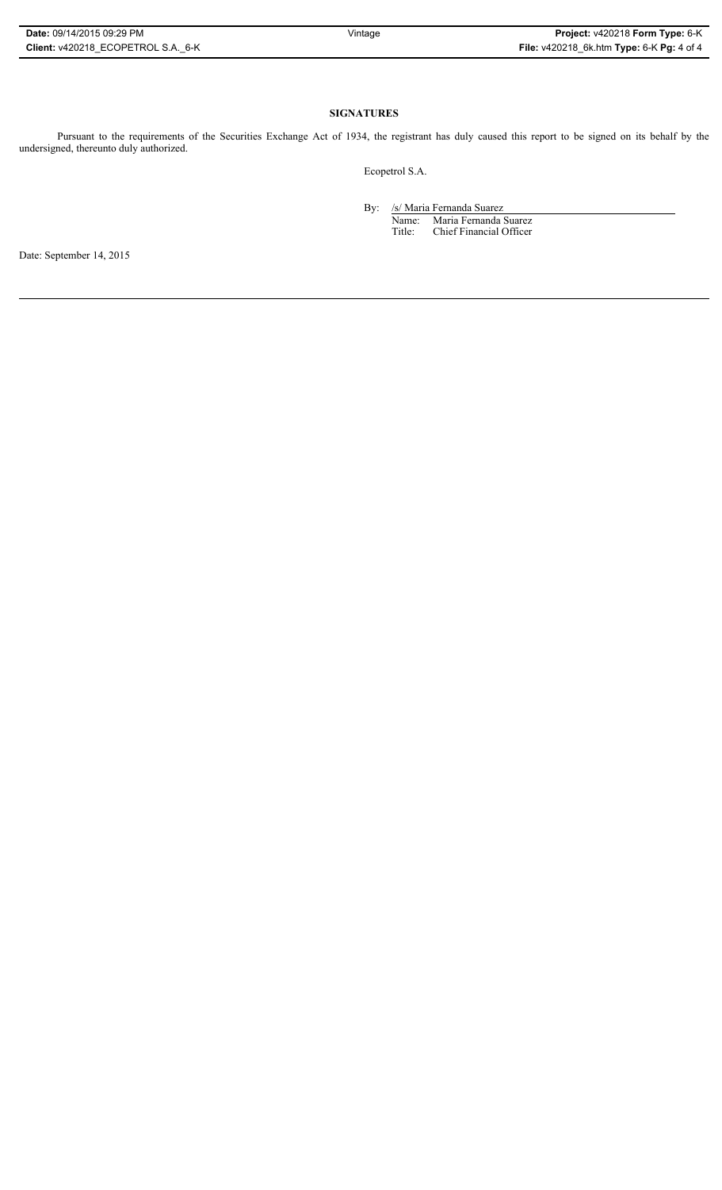## SIGNATURES

Pursuant to the requirements of the Securities Exchange Act of 1934, the registrant has duly caused this report to be signed on its behalf by the undersigned, thereunto duly authorized.

Ecopetrol S.A.

By: /s/ Maria Fernanda Suarez

Name: Maria Fernanda Suarez

Title: Chief Financial Officer

Date: September 14, 2015